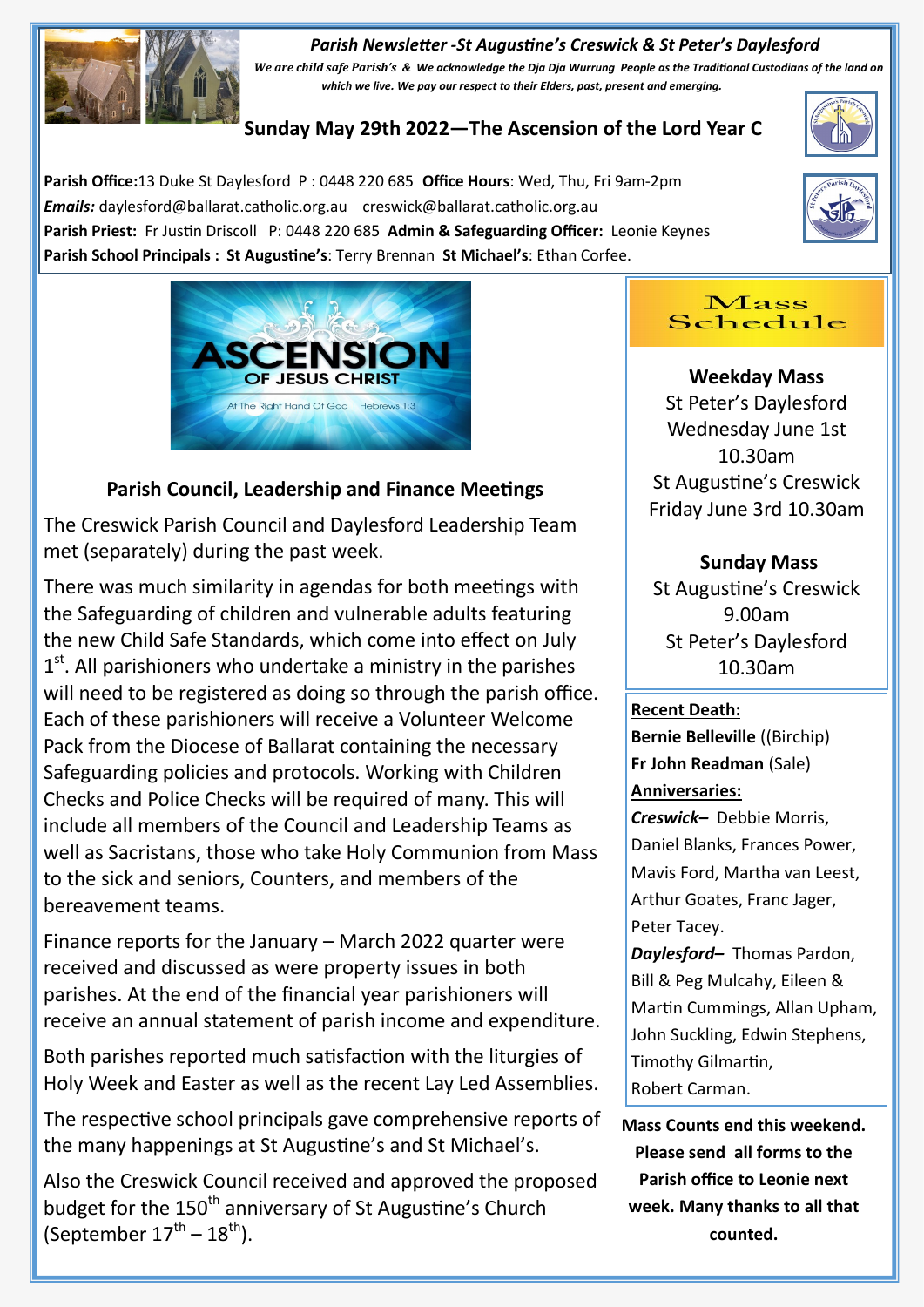*Parish Newsletter -St Augustine's Creswick & St Peter's Daylesford*

*We are child safe Parish's & We acknowledge the Dja Dja Wurrung People as the Traditional Custodians of the land on which we live. We pay our respect to their Elders, past, present and emerging.*

## Sunday May 29th 2022—The Ascension of the Lord Year C

**Parish Office:** 13 Duke St Daylesford P : 0448 220 685 **Office Hours**: Wed, Thu, Fri 9am-2pm
***Emails:*** daylesford@ballarat.catholic.org.au creswick@ballarat.catholic.org.au
**Parish Priest:** Fr Justin Driscoll P: 0448 220 685 **Admin & Safeguarding Officer:** Leonie Keynes
**Parish School Principals : St Augustine's**: Terry Brennan **St Michael's**: Ethan Corfee.

ASCENSION OF JESUS CHRIST
At The Right Hand Of God | Hebrews 1:3

### Parish Council, Leadership and Finance Meetings

The Creswick Parish Council and Daylesford Leadership Team met (separately) during the past week.

There was much similarity in agendas for both meetings with the Safeguarding of children and vulnerable adults featuring the new Child Safe Standards, which come into effect on July 1st. All parishioners who undertake a ministry in the parishes will need to be registered as doing so through the parish office. Each of these parishioners will receive a Volunteer Welcome Pack from the Diocese of Ballarat containing the necessary Safeguarding policies and protocols. Working with Children Checks and Police Checks will be required of many. This will include all members of the Council and Leadership Teams as well as Sacristans, those who take Holy Communion from Mass to the sick and seniors, Counters, and members of the bereavement teams.

Finance reports for the January – March 2022 quarter were received and discussed as were property issues in both parishes. At the end of the financial year parishioners will receive an annual statement of parish income and expenditure.

Both parishes reported much satisfaction with the liturgies of Holy Week and Easter as well as the recent Lay Led Assemblies.

The respective school principals gave comprehensive reports of the many happenings at St Augustine's and St Michael's.

Also the Creswick Council received and approved the proposed budget for the 150th anniversary of St Augustine's Church (September 17th – 18th).

## Mass Schedule

**Weekday Mass**
St Peter's Daylesford
Wednesday June 1st
10.30am
St Augustine's Creswick
Friday June 3rd 10.30am

**Sunday Mass**
St Augustine's Creswick
9.00am
St Peter's Daylesford
10.30am

**Recent Death:**
**Bernie Belleville** ((Birchip)
**Fr John Readman** (Sale)

**Anniversaries:**
***Creswick–*** Debbie Morris, Daniel Blanks, Frances Power, Mavis Ford, Martha van Leest, Arthur Goates, Franc Jager, Peter Tacey.
***Daylesford–*** Thomas Pardon, Bill & Peg Mulcahy, Eileen & Martin Cummings, Allan Upham, John Suckling, Edwin Stephens, Timothy Gilmartin, Robert Carman.

**Mass Counts end this weekend. Please send all forms to the Parish office to Leonie next week. Many thanks to all that counted.**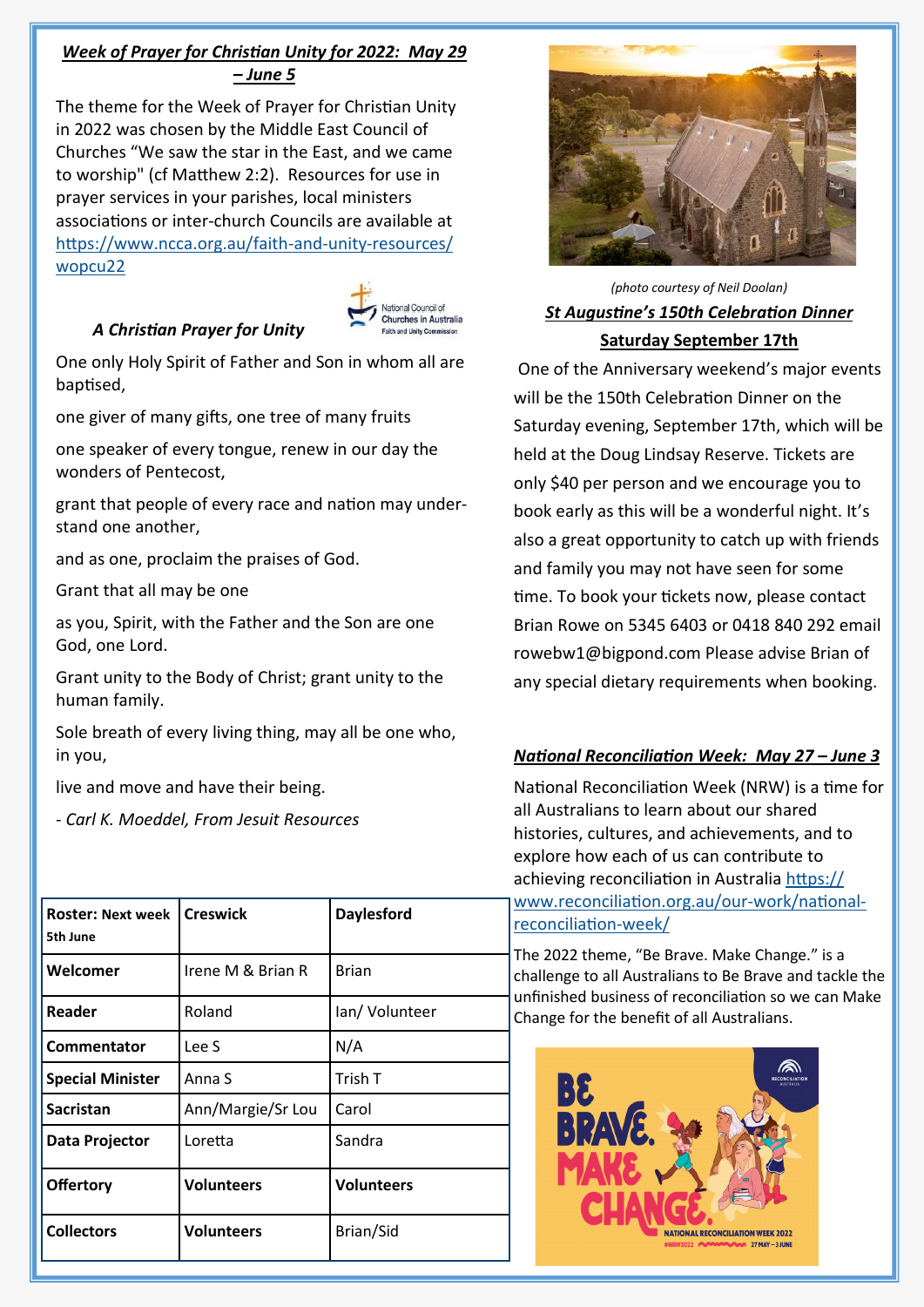## *Week of Prayer for Christian Unity for 2022: May 29 – June 5*

The theme for the Week of Prayer for Christian Unity in 2022 was chosen by the Middle East Council of Churches "We saw the star in the East, and we came to worship" (cf Matthew 2:2). Resources for use in prayer services in your parishes, local ministers associations or inter-church Councils are available at https://www.ncca.org.au/faith-and-unity-resources/wopcu22

### *A Christian Prayer for Unity*

National Council of Churches in Australia
Faith and Unity Commission

One only Holy Spirit of Father and Son in whom all are baptised,

one giver of many gifts, one tree of many fruits

one speaker of every tongue, renew in our day the wonders of Pentecost,

grant that people of every race and nation may understand one another,

and as one, proclaim the praises of God.

Grant that all may be one

as you, Spirit, with the Father and the Son are one God, one Lord.

Grant unity to the Body of Christ; grant unity to the human family.

Sole breath of every living thing, may all be one who, in you,

live and move and have their being.

*- Carl K. Moeddel, From Jesuit Resources*

| **Roster: Next week 5th June** | **Creswick** | **Daylesford** |
|---|---|---|
| **Welcomer** | Irene M & Brian R | Brian |
| **Reader** | Roland | Ian/ Volunteer |
| **Commentator** | Lee S | N/A |
| **Special Minister** | Anna S | Trish T |
| **Sacristan** | Ann/Margie/Sr Lou | Carol |
| **Data Projector** | Loretta | Sandra |
| **Offertory** | **Volunteers** | **Volunteers** |
| **Collectors** | **Volunteers** | Brian/Sid |

*(photo courtesy of Neil Doolan)*

## *St Augustine's 150th Celebration Dinner*
## Saturday September 17th

One of the Anniversary weekend's major events will be the 150th Celebration Dinner on the Saturday evening, September 17th, which will be held at the Doug Lindsay Reserve. Tickets are only $40 per person and we encourage you to book early as this will be a wonderful night. It's also a great opportunity to catch up with friends and family you may not have seen for some time. To book your tickets now, please contact Brian Rowe on 5345 6403 or 0418 840 292 email rowebw1@bigpond.com Please advise Brian of any special dietary requirements when booking.

## *National Reconciliation Week: May 27 – June 3*

National Reconciliation Week (NRW) is a time for all Australians to learn about our shared histories, cultures, and achievements, and to explore how each of us can contribute to achieving reconciliation in Australia https://www.reconciliation.org.au/our-work/national-reconciliation-week/

The 2022 theme, "Be Brave. Make Change." is a challenge to all Australians to Be Brave and tackle the unfinished business of reconciliation so we can Make Change for the benefit of all Australians.